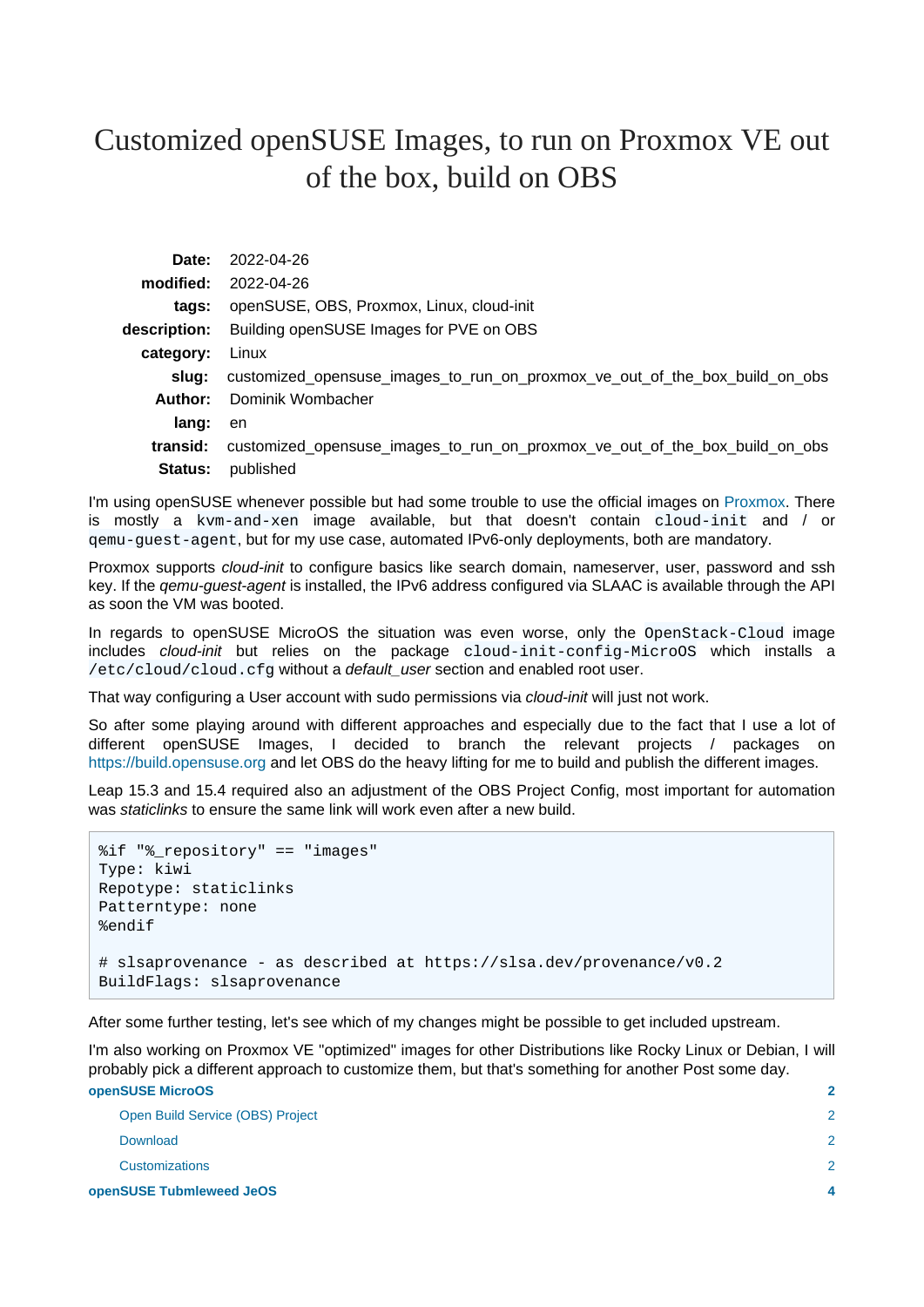# Customized openSUSE Images, to run on Proxmox VE out of the box, build on OBS

| | |
|---|---|
| **Date:** | 2022-04-26 |
| **modified:** | 2022-04-26 |
| **tags:** | openSUSE, OBS, Proxmox, Linux, cloud-init |
| **description:** | Building openSUSE Images for PVE on OBS |
| **category:** | Linux |
| **slug:** | customized_opensuse_images_to_run_on_proxmox_ve_out_of_the_box_build_on_obs |
| **Author:** | Dominik Wombacher |
| **lang:** | en |
| **transid:** | customized_opensuse_images_to_run_on_proxmox_ve_out_of_the_box_build_on_obs |
| **Status:** | published |

I'm using openSUSE whenever possible but had some trouble to use the official images on Proxmox. There is mostly a `kvm-and-xen` image available, but that doesn't contain `cloud-init` and / or `qemu-guest-agent`, but for my use case, automated IPv6-only deployments, both are mandatory.

Proxmox supports *cloud-init* to configure basics like search domain, nameserver, user, password and ssh key. If the *qemu-guest-agent* is installed, the IPv6 address configured via SLAAC is available through the API as soon the VM was booted.

In regards to openSUSE MicroOS the situation was even worse, only the `OpenStack-Cloud` image includes *cloud-init* but relies on the package `cloud-init-config-MicroOS` which installs a `/etc/cloud/cloud.cfg` without a *default_user* section and enabled root user.

That way configuring a User account with sudo permissions via *cloud-init* will just not work.

So after some playing around with different approaches and especially due to the fact that I use a lot of different openSUSE Images, I decided to branch the relevant projects / packages on https://build.opensuse.org and let OBS do the heavy lifting for me to build and publish the different images.

Leap 15.3 and 15.4 required also an adjustment of the OBS Project Config, most important for automation was *staticlinks* to ensure the same link will work even after a new build.

```
%if "%_repository" == "images"
Type: kiwi
Repotype: staticlinks
Patterntype: none
%endif

# slsaprovenance - as described at https://slsa.dev/provenance/v0.2
BuildFlags: slsaprovenance
```

After some further testing, let's see which of my changes might be possible to get included upstream.

I'm also working on Proxmox VE "optimized" images for other Distributions like Rocky Linux or Debian, I will probably pick a different approach to customize them, but that's something for another Post some day.

**openSUSE MicroOS** 2

- Open Build Service (OBS) Project 2
- Download 2
- Customizations 2

**openSUSE Tubmleweed JeOS** 4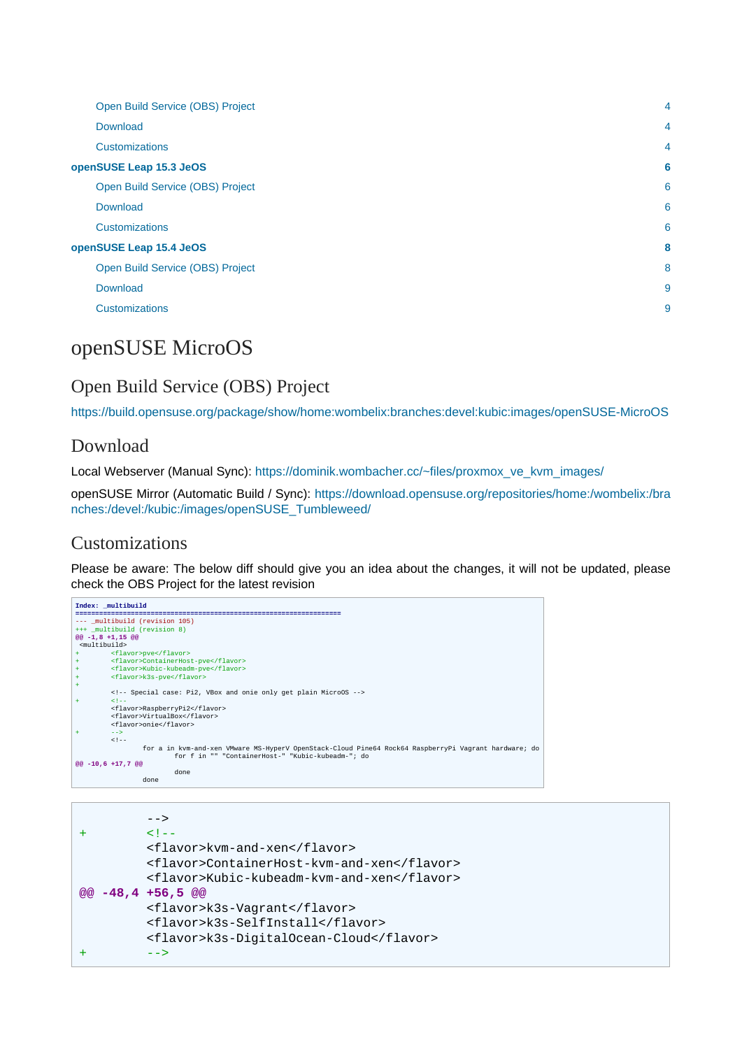- Open Build Service (OBS) Project 4
- Download 4
- Customizations 4

**openSUSE Leap 15.3 JeOS** 6

- Open Build Service (OBS) Project 6
- Download 6
- Customizations 6

**openSUSE Leap 15.4 JeOS** 8

- Open Build Service (OBS) Project 8
- Download 9
- Customizations 9

# openSUSE MicroOS

## Open Build Service (OBS) Project

https://build.opensuse.org/package/show/home:wombelix:branches:devel:kubic:images/openSUSE-MicroOS

## Download

Local Webserver (Manual Sync): https://dominik.wombacher.cc/~files/proxmox_ve_kvm_images/

openSUSE Mirror (Automatic Build / Sync): https://download.opensuse.org/repositories/home:/wombelix:/branches:/devel:/kubic:/images/openSUSE_Tumbleweed/

## Customizations

Please be aware: The below diff should give you an idea about the changes, it will not be updated, please check the OBS Project for the latest revision

```
Index: _multibuild
===================================================================
--- _multibuild (revision 105)
+++ _multibuild (revision 8)
@@ -1,8 +1,15 @@
 <multibuild>
+       <flavor>pve</flavor>
+       <flavor>ContainerHost-pve</flavor>
+       <flavor>Kubic-kubeadm-pve</flavor>
+       <flavor>k3s-pve</flavor>
+
        <!-- Special case: Pi2, VBox and onie only get plain MicroOS -->
+       <!--
        <flavor>RaspberryPi2</flavor>
        <flavor>VirtualBox</flavor>
        <flavor>onie</flavor>
+       -->
        <!--
               for a in kvm-and-xen VMware MS-HyperV OpenStack-Cloud Pine64 Rock64 RaspberryPi Vagrant hardware; do
                      for f in "" "ContainerHost-" "Kubic-kubeadm-"; do
@@ -10,6 +17,7 @@
                             done
               done
```

```
        -->
+       <!--
        <flavor>kvm-and-xen</flavor>
        <flavor>ContainerHost-kvm-and-xen</flavor>
        <flavor>Kubic-kubeadm-kvm-and-xen</flavor>
@@ -48,4 +56,5 @@
        <flavor>k3s-Vagrant</flavor>
        <flavor>k3s-SelfInstall</flavor>
        <flavor>k3s-DigitalOcean-Cloud</flavor>
+       -->
```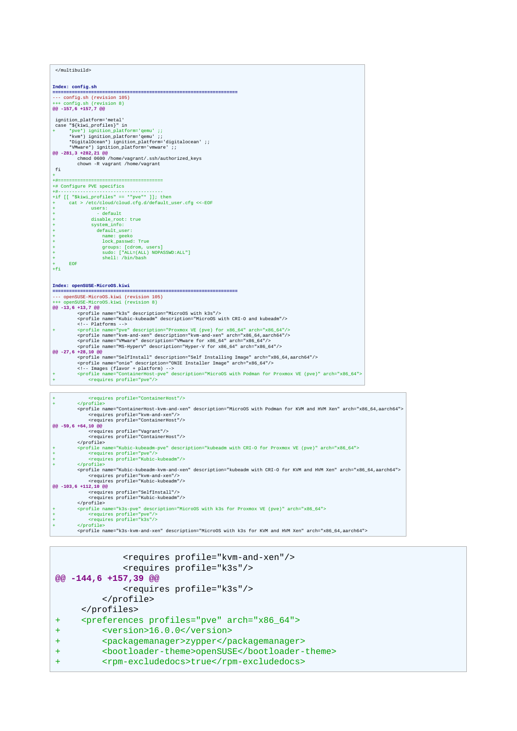```
 </multibuild>
```

**Index: config.sh**

```
===================================================================
--- config.sh (revision 105)
+++ config.sh (revision 8)
@@ -157,6 +157,7 @@
 
 ignition_platform='metal'
 case "${kiwi_profiles}" in
+     *pve*) ignition_platform='qemu' ;;
      *kvm*) ignition_platform='qemu' ;;
      *DigitalOcean*) ignition_platform='digitalocean' ;;
      *VMware*) ignition_platform='vmware' ;;
@@ -281,3 +282,21 @@
         chmod 0600 /home/vagrant/.ssh/authorized_keys
         chown -R vagrant /home/vagrant
 fi
+
+#======================================
+# Configure PVE specifics
+#--------------------------------------
+if [[ "$kiwi_profiles" == *"pve"* ]]; then
+     cat > /etc/cloud/cloud.cfg.d/default_user.cfg <<-EOF
+             users:
+               - default
+             disable_root: true
+             system_info:
+               default_user:
+                 name: geeko
+                 lock_passwd: True
+                 groups: [cdrom, users]
+                 sudo: ["ALL=(ALL) NOPASSWD:ALL"]
+                 shell: /bin/bash
+     EOF
+fi
```

**Index: openSUSE-MicroOS.kiwi**

```
===================================================================
--- openSUSE-MicroOS.kiwi (revision 105)
+++ openSUSE-MicroOS.kiwi (revision 8)
@@ -13,6 +13,7 @@
         <profile name="k3s" description="MicroOS with k3s"/>
         <profile name="Kubic-kubeadm" description="MicroOS with CRI-O and kubeadm"/>
         <!-- Platforms -->
+        <profile name="pve" description="Proxmox VE (pve) for x86_64" arch="x86_64"/>
         <profile name="kvm-and-xen" description="kvm-and-xen" arch="x86_64,aarch64"/>
         <profile name="VMware" description="VMware for x86_64" arch="x86_64"/>
         <profile name="MS-HyperV" description="Hyper-V for x86_64" arch="x86_64"/>
@@ -27,6 +28,10 @@
         <profile name="SelfInstall" description="Self Installing Image" arch="x86_64,aarch64"/>
         <profile name="onie" description="ONIE Installer Image" arch="x86_64"/>
         <!-- Images (flavor + platform) -->
+        <profile name="ContainerHost-pve" description="MicroOS with Podman for Proxmox VE (pve)" arch="x86_64">
+            <requires profile="pve"/>
+            <requires profile="ContainerHost"/>
+        </profile>
         <profile name="ContainerHost-kvm-and-xen" description="MicroOS with Podman for KVM and HVM Xen" arch="x86_64,aarch64">
             <requires profile="kvm-and-xen"/>
             <requires profile="ContainerHost"/>
@@ -59,6 +64,10 @@
             <requires profile="Vagrant"/>
             <requires profile="ContainerHost"/>
         </profile>
+        <profile name="Kubic-kubeadm-pve" description="kubeadm with CRI-O for Proxmox VE (pve)" arch="x86_64">
+            <requires profile="pve"/>
+            <requires profile="Kubic-kubeadm"/>
+        </profile>
         <profile name="Kubic-kubeadm-kvm-and-xen" description="kubeadm with CRI-O for KVM and HVM Xen" arch="x86_64,aarch64">
             <requires profile="kvm-and-xen"/>
             <requires profile="Kubic-kubeadm"/>
@@ -103,6 +112,10 @@
             <requires profile="SelfInstall"/>
             <requires profile="Kubic-kubeadm"/>
         </profile>
+        <profile name="k3s-pve" description="MicroOS with k3s for Proxmox VE (pve)" arch="x86_64">
+            <requires profile="pve"/>
+            <requires profile="k3s"/>
+        </profile>
         <profile name="k3s-kvm-and-xen" description="MicroOS with k3s for KVM and HVM Xen" arch="x86_64,aarch64">
             <requires profile="kvm-and-xen"/>
             <requires profile="k3s"/>
@@ -144,6 +157,39 @@
             <requires profile="k3s"/>
         </profile>
     </profiles>
+    <preferences profiles="pve" arch="x86_64">
+        <version>16.0.0</version>
+        <packagemanager>zypper</packagemanager>
+        <bootloader-theme>openSUSE</bootloader-theme>
+        <rpm-excludedocs>true</rpm-excludedocs>
```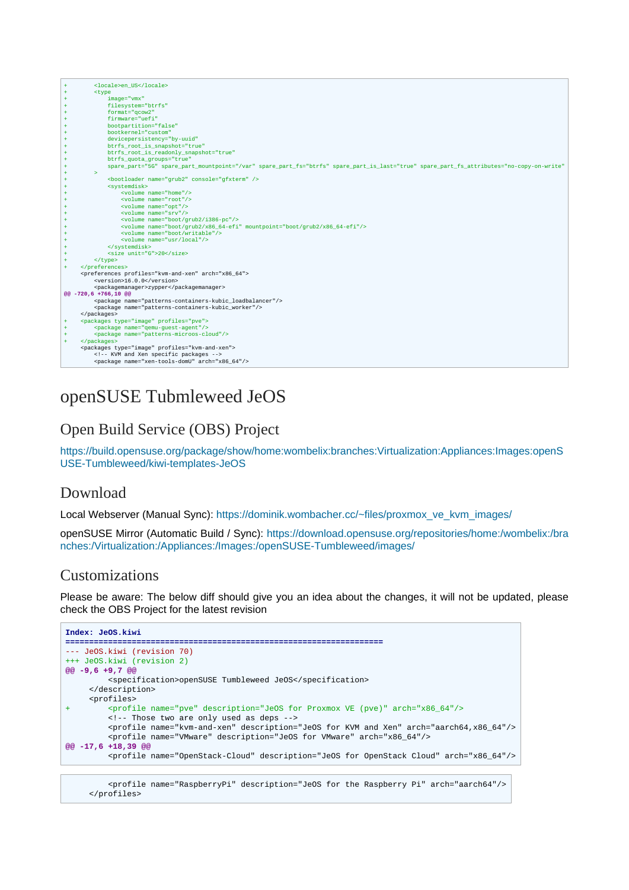```
+        <locale>en_US</locale>
+        <type
+            image="vmx"
+            filesystem="btrfs"
+            format="qcow2"
+            firmware="uefi"
+            bootpartition="false"
+            bootkernel="custom"
+            devicepersistency="by-uuid"
+            btrfs_root_is_snapshot="true"
+            btrfs_root_is_readonly_snapshot="true"
+            btrfs_quota_groups="true"
+            spare_part="5G" spare_part_mountpoint="/var" spare_part_fs="btrfs" spare_part_is_last="true" spare_part_fs_attributes="no-copy-on-write"
+        >
+            <bootloader name="grub2" console="gfxterm" />
+            <systemdisk>
+                <volume name="home"/>
+                <volume name="root"/>
+                <volume name="opt"/>
+                <volume name="srv"/>
+                <volume name="boot/grub2/i386-pc"/>
+                <volume name="boot/grub2/x86_64-efi" mountpoint="boot/grub2/x86_64-efi"/>
+                <volume name="boot/writable"/>
+                <volume name="usr/local"/>
+            </systemdisk>
+            <size unit="G">20</size>
+        </type>
+    </preferences>
     <preferences profiles="kvm-and-xen" arch="x86_64">
         <version>16.0.0</version>
         <packagemanager>zypper</packagemanager>
@@ -720,6 +766,10 @@
         <package name="patterns-containers-kubic_loadbalancer"/>
         <package name="patterns-containers-kubic_worker"/>
     </packages>
+    <packages type="image" profiles="pve">
+        <package name="qemu-guest-agent"/>
+        <package name="patterns-microos-cloud"/>
+    </packages>
     <packages type="image" profiles="kvm-and-xen">
         <!-- KVM and Xen specific packages -->
         <package name="xen-tools-domU" arch="x86_64"/>
```

# openSUSE Tubmleweed JeOS

## Open Build Service (OBS) Project

https://build.opensuse.org/package/show/home:wombelix:branches:Virtualization:Appliances:Images:openSUSE-Tumbleweed/kiwi-templates-JeOS

## Download

Local Webserver (Manual Sync): https://dominik.wombacher.cc/~files/proxmox_ve_kvm_images/

openSUSE Mirror (Automatic Build / Sync): https://download.opensuse.org/repositories/home:/wombelix:/branches:/Virtualization:/Appliances:/Images:/openSUSE-Tumbleweed/images/

## Customizations

Please be aware: The below diff should give you an idea about the changes, it will not be updated, please check the OBS Project for the latest revision

```
Index: JeOS.kiwi
===================================================================
--- JeOS.kiwi (revision 70)
+++ JeOS.kiwi (revision 2)
@@ -9,6 +9,7 @@
         <specification>openSUSE Tumbleweed JeOS</specification>
     </description>
     <profiles>
+        <profile name="pve" description="JeOS for Proxmox VE (pve)" arch="x86_64"/>
         <!-- Those two are only used as deps -->
         <profile name="kvm-and-xen" description="JeOS for KVM and Xen" arch="aarch64,x86_64"/>
         <profile name="VMware" description="JeOS for VMware" arch="x86_64"/>
@@ -17,6 +18,39 @@
         <profile name="OpenStack-Cloud" description="JeOS for OpenStack Cloud" arch="x86_64"/>
```

```
         <profile name="RaspberryPi" description="JeOS for the Raspberry Pi" arch="aarch64"/>
     </profiles>
```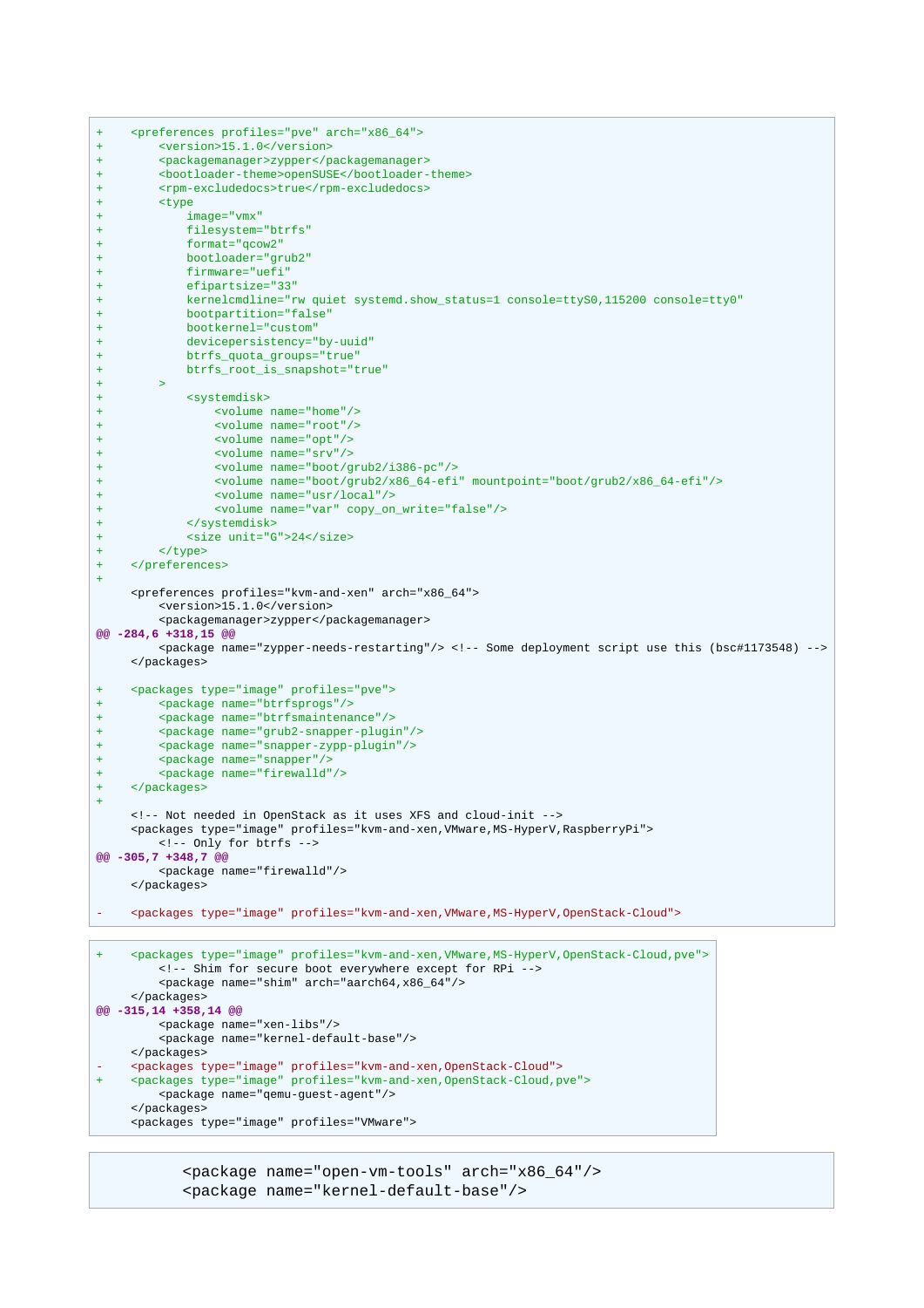```diff
+    <preferences profiles="pve" arch="x86_64">
+        <version>15.1.0</version>
+        <packagemanager>zypper</packagemanager>
+        <bootloader-theme>openSUSE</bootloader-theme>
+        <rpm-excludedocs>true</rpm-excludedocs>
+        <type
+            image="vmx"
+            filesystem="btrfs"
+            format="qcow2"
+            bootloader="grub2"
+            firmware="uefi"
+            efipartsize="33"
+            kernelcmdline="rw quiet systemd.show_status=1 console=ttyS0,115200 console=tty0"
+            bootpartition="false"
+            bootkernel="custom"
+            devicepersistency="by-uuid"
+            btrfs_quota_groups="true"
+            btrfs_root_is_snapshot="true"
+        >
+            <systemdisk>
+                <volume name="home"/>
+                <volume name="root"/>
+                <volume name="opt"/>
+                <volume name="srv"/>
+                <volume name="boot/grub2/i386-pc"/>
+                <volume name="boot/grub2/x86_64-efi" mountpoint="boot/grub2/x86_64-efi"/>
+                <volume name="usr/local"/>
+                <volume name="var" copy_on_write="false"/>
+            </systemdisk>
+            <size unit="G">24</size>
+        </type>
+    </preferences>
+
     <preferences profiles="kvm-and-xen" arch="x86_64">
         <version>15.1.0</version>
         <packagemanager>zypper</packagemanager>
@@ -284,6 +318,15 @@
         <package name="zypper-needs-restarting"/> <!-- Some deployment script use this (bsc#1173548) -->
     </packages>

+    <packages type="image" profiles="pve">
+        <package name="btrfsprogs"/>
+        <package name="btrfsmaintenance"/>
+        <package name="grub2-snapper-plugin"/>
+        <package name="snapper-zypp-plugin"/>
+        <package name="snapper"/>
+        <package name="firewalld"/>
+    </packages>
+
     <!-- Not needed in OpenStack as it uses XFS and cloud-init -->
     <packages type="image" profiles="kvm-and-xen,VMware,MS-HyperV,RaspberryPi">
         <!-- Only for btrfs -->
@@ -305,7 +348,7 @@
         <package name="firewalld"/>
     </packages>

-    <packages type="image" profiles="kvm-and-xen,VMware,MS-HyperV,OpenStack-Cloud">
```

```diff
+    <packages type="image" profiles="kvm-and-xen,VMware,MS-HyperV,OpenStack-Cloud,pve">
         <!-- Shim for secure boot everywhere except for RPi -->
         <package name="shim" arch="aarch64,x86_64"/>
     </packages>
@@ -315,14 +358,14 @@
         <package name="xen-libs"/>
         <package name="kernel-default-base"/>
     </packages>
-    <packages type="image" profiles="kvm-and-xen,OpenStack-Cloud">
+    <packages type="image" profiles="kvm-and-xen,OpenStack-Cloud,pve">
         <package name="qemu-guest-agent"/>
     </packages>
     <packages type="image" profiles="VMware">
```

```
        <package name="open-vm-tools" arch="x86_64"/>
        <package name="kernel-default-base"/>
```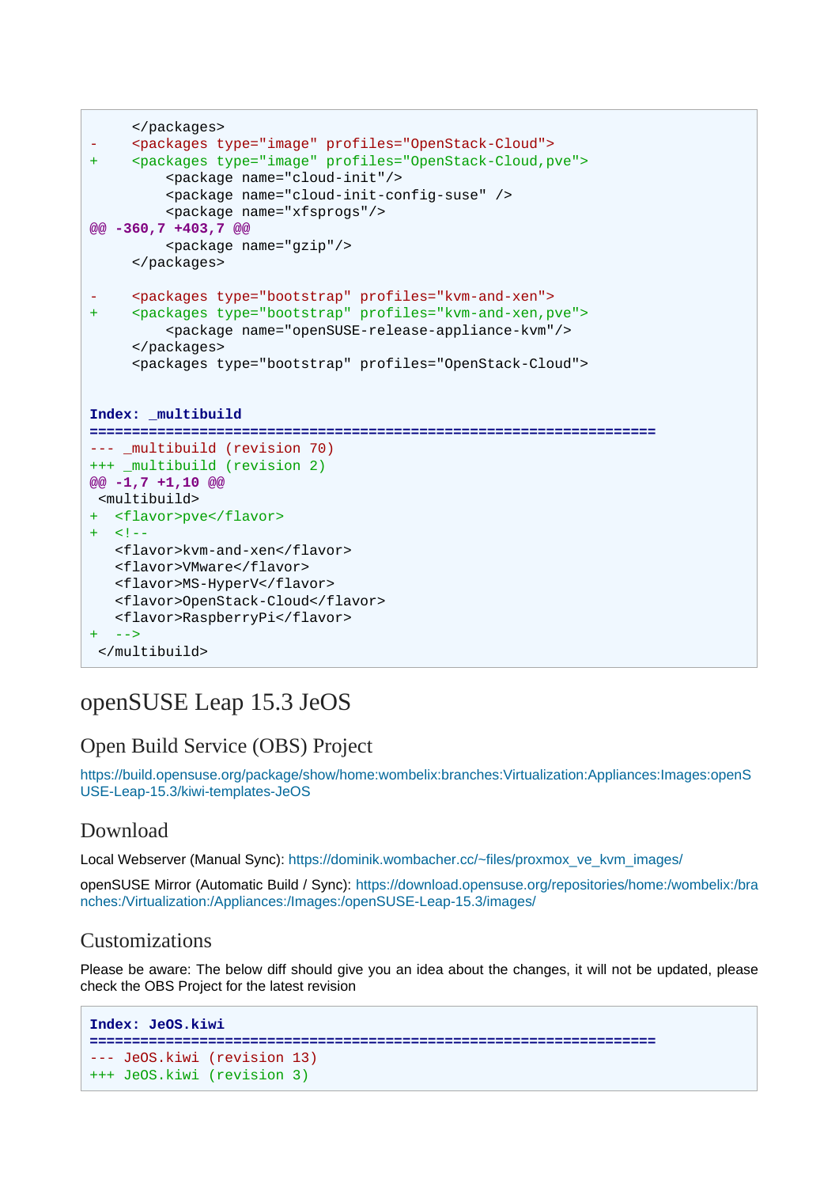```
     </packages>
-    <packages type="image" profiles="OpenStack-Cloud">
+    <packages type="image" profiles="OpenStack-Cloud,pve">
         <package name="cloud-init"/>
         <package name="cloud-init-config-suse" />
         <package name="xfsprogs"/>
@@ -360,7 +403,7 @@
         <package name="gzip"/>
     </packages>

-    <packages type="bootstrap" profiles="kvm-and-xen">
+    <packages type="bootstrap" profiles="kvm-and-xen,pve">
         <package name="openSUSE-release-appliance-kvm"/>
     </packages>
     <packages type="bootstrap" profiles="OpenStack-Cloud">


Index: _multibuild
===================================================================
--- _multibuild (revision 70)
+++ _multibuild (revision 2)
@@ -1,7 +1,10 @@
 <multibuild>
+  <flavor>pve</flavor>
+  <!--
   <flavor>kvm-and-xen</flavor>
   <flavor>VMware</flavor>
   <flavor>MS-HyperV</flavor>
   <flavor>OpenStack-Cloud</flavor>
   <flavor>RaspberryPi</flavor>
+  -->
 </multibuild>
```

# openSUSE Leap 15.3 JeOS

## Open Build Service (OBS) Project

https://build.opensuse.org/package/show/home:wombelix:branches:Virtualization:Appliances:Images:openSUSE-Leap-15.3/kiwi-templates-JeOS

## Download

Local Webserver (Manual Sync): https://dominik.wombacher.cc/~files/proxmox_ve_kvm_images/

openSUSE Mirror (Automatic Build / Sync): https://download.opensuse.org/repositories/home:/wombelix:/branches:/Virtualization:/Appliances:/Images:/openSUSE-Leap-15.3/images/

## Customizations

Please be aware: The below diff should give you an idea about the changes, it will not be updated, please check the OBS Project for the latest revision

```
Index: JeOS.kiwi
===================================================================
--- JeOS.kiwi (revision 13)
+++ JeOS.kiwi (revision 3)
```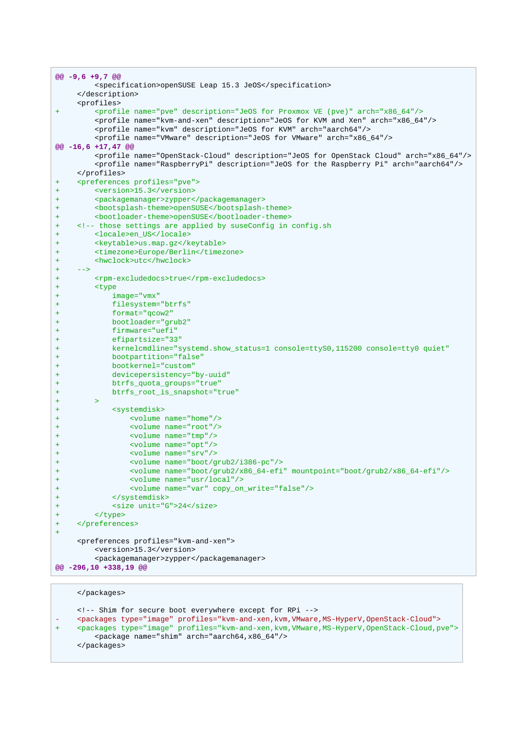```diff
@@ -9,6 +9,7 @@
         <specification>openSUSE Leap 15.3 JeOS</specification>
     </description>
     <profiles>
+        <profile name="pve" description="JeOS for Proxmox VE (pve)" arch="x86_64"/>
         <profile name="kvm-and-xen" description="JeOS for KVM and Xen" arch="x86_64"/>
         <profile name="kvm" description="JeOS for KVM" arch="aarch64"/>
         <profile name="VMware" description="JeOS for VMware" arch="x86_64"/>
@@ -16,6 +17,47 @@
         <profile name="OpenStack-Cloud" description="JeOS for OpenStack Cloud" arch="x86_64"/>
         <profile name="RaspberryPi" description="JeOS for the Raspberry Pi" arch="aarch64"/>
     </profiles>
+    <preferences profiles="pve">
+        <version>15.3</version>
+        <packagemanager>zypper</packagemanager>
+        <bootsplash-theme>openSUSE</bootsplash-theme>
+        <bootloader-theme>openSUSE</bootloader-theme>
+    <!-- those settings are applied by suseConfig in config.sh
+        <locale>en_US</locale>
+        <keytable>us.map.gz</keytable>
+        <timezone>Europe/Berlin</timezone>
+        <hwclock>utc</hwclock>
+    -->
+        <rpm-excludedocs>true</rpm-excludedocs>
+        <type
+            image="vmx"
+            filesystem="btrfs"
+            format="qcow2"
+            bootloader="grub2"
+            firmware="uefi"
+            efipartsize="33"
+            kernelcmdline="systemd.show_status=1 console=ttyS0,115200 console=tty0 quiet"
+            bootpartition="false"
+            bootkernel="custom"
+            devicepersistency="by-uuid"
+            btrfs_quota_groups="true"
+            btrfs_root_is_snapshot="true"
+        >
+            <systemdisk>
+                <volume name="home"/>
+                <volume name="root"/>
+                <volume name="tmp"/>
+                <volume name="opt"/>
+                <volume name="srv"/>
+                <volume name="boot/grub2/i386-pc"/>
+                <volume name="boot/grub2/x86_64-efi" mountpoint="boot/grub2/x86_64-efi"/>
+                <volume name="usr/local"/>
+                <volume name="var" copy_on_write="false"/>
+            </systemdisk>
+            <size unit="G">24</size>
+        </type>
+    </preferences>
+
     <preferences profiles="kvm-and-xen">
         <version>15.3</version>
         <packagemanager>zypper</packagemanager>
@@ -296,10 +338,19 @@
```

```diff
     </packages>

     <!-- Shim for secure boot everywhere except for RPi -->
-    <packages type="image" profiles="kvm-and-xen,kvm,VMware,MS-HyperV,OpenStack-Cloud">
+    <packages type="image" profiles="kvm-and-xen,kvm,VMware,MS-HyperV,OpenStack-Cloud,pve">
         <package name="shim" arch="aarch64,x86_64"/>
     </packages>
```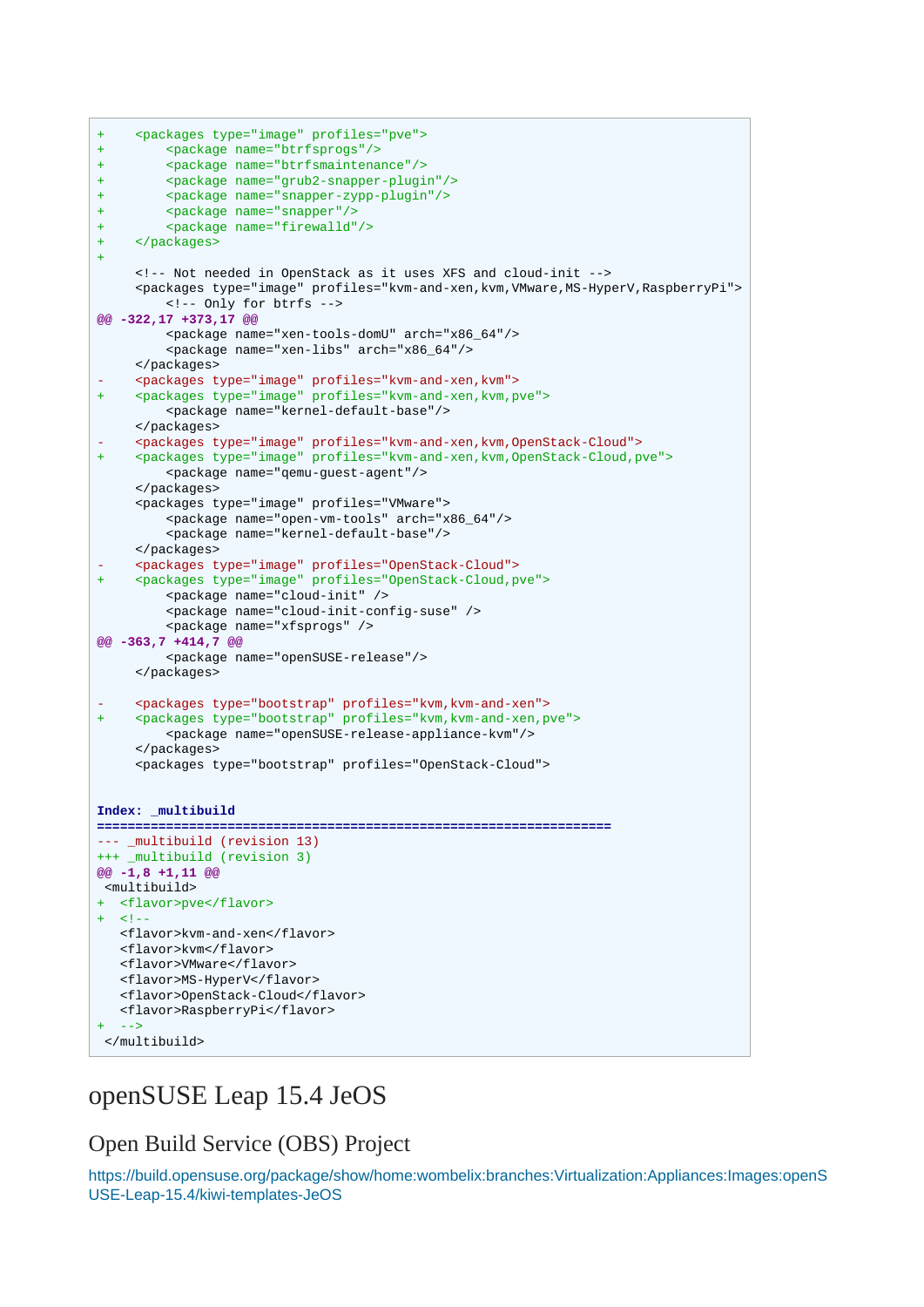```
+    <packages type="image" profiles="pve">
+        <package name="btrfsprogs"/>
+        <package name="btrfsmaintenance"/>
+        <package name="grub2-snapper-plugin"/>
+        <package name="snapper-zypp-plugin"/>
+        <package name="snapper"/>
+        <package name="firewalld"/>
+    </packages>
+
     <!-- Not needed in OpenStack as it uses XFS and cloud-init -->
     <packages type="image" profiles="kvm-and-xen,kvm,VMware,MS-HyperV,RaspberryPi">
         <!-- Only for btrfs -->
@@ -322,17 +373,17 @@
         <package name="xen-tools-domU" arch="x86_64"/>
         <package name="xen-libs" arch="x86_64"/>
     </packages>
-    <packages type="image" profiles="kvm-and-xen,kvm">
+    <packages type="image" profiles="kvm-and-xen,kvm,pve">
         <package name="kernel-default-base"/>
     </packages>
-    <packages type="image" profiles="kvm-and-xen,kvm,OpenStack-Cloud">
+    <packages type="image" profiles="kvm-and-xen,kvm,OpenStack-Cloud,pve">
         <package name="qemu-guest-agent"/>
     </packages>
     <packages type="image" profiles="VMware">
         <package name="open-vm-tools" arch="x86_64"/>
         <package name="kernel-default-base"/>
     </packages>
-    <packages type="image" profiles="OpenStack-Cloud">
+    <packages type="image" profiles="OpenStack-Cloud,pve">
         <package name="cloud-init" />
         <package name="cloud-init-config-suse" />
         <package name="xfsprogs" />
@@ -363,7 +414,7 @@
         <package name="openSUSE-release"/>
     </packages>

-    <packages type="bootstrap" profiles="kvm,kvm-and-xen">
+    <packages type="bootstrap" profiles="kvm,kvm-and-xen,pve">
         <package name="openSUSE-release-appliance-kvm"/>
     </packages>
     <packages type="bootstrap" profiles="OpenStack-Cloud">


Index: _multibuild
===================================================================
--- _multibuild (revision 13)
+++ _multibuild (revision 3)
@@ -1,8 +1,11 @@
 <multibuild>
+  <flavor>pve</flavor>
+  <!--
   <flavor>kvm-and-xen</flavor>
   <flavor>kvm</flavor>
   <flavor>VMware</flavor>
   <flavor>MS-HyperV</flavor>
   <flavor>OpenStack-Cloud</flavor>
   <flavor>RaspberryPi</flavor>
+  -->
 </multibuild>
```

# openSUSE Leap 15.4 JeOS

## Open Build Service (OBS) Project

https://build.opensuse.org/package/show/home:wombelix:branches:Virtualization:Appliances:Images:openSUSE-Leap-15.4/kiwi-templates-JeOS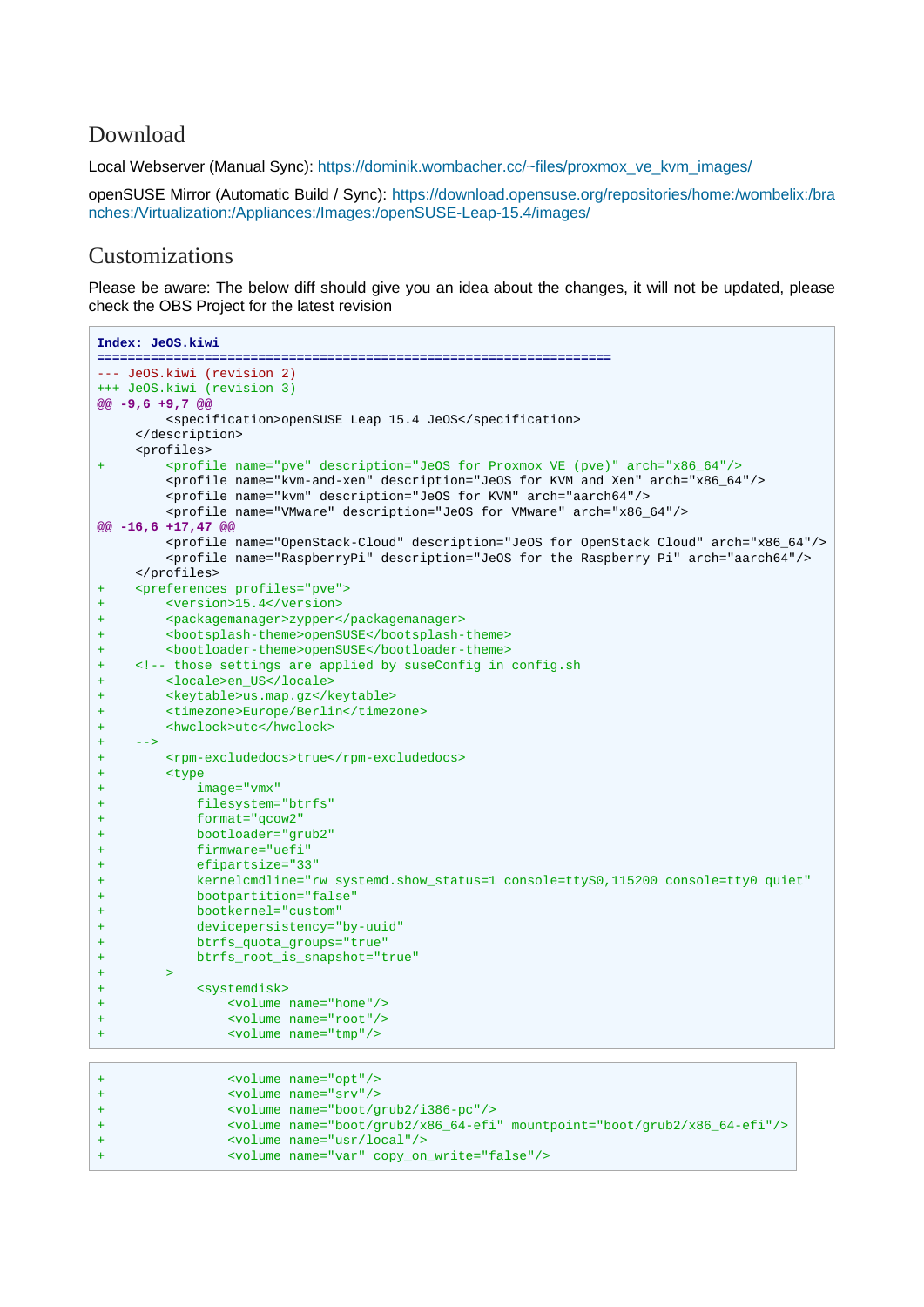## Download

Local Webserver (Manual Sync): https://dominik.wombacher.cc/~files/proxmox_ve_kvm_images/

openSUSE Mirror (Automatic Build / Sync): https://download.opensuse.org/repositories/home:/wombelix:/branches:/Virtualization:/Appliances:/Images:/openSUSE-Leap-15.4/images/

## Customizations

Please be aware: The below diff should give you an idea about the changes, it will not be updated, please check the OBS Project for the latest revision

```
Index: JeOS.kiwi
===================================================================
--- JeOS.kiwi (revision 2)
+++ JeOS.kiwi (revision 3)
@@ -9,6 +9,7 @@
         <specification>openSUSE Leap 15.4 JeOS</specification>
     </description>
     <profiles>
+        <profile name="pve" description="JeOS for Proxmox VE (pve)" arch="x86_64"/>
         <profile name="kvm-and-xen" description="JeOS for KVM and Xen" arch="x86_64"/>
         <profile name="kvm" description="JeOS for KVM" arch="aarch64"/>
         <profile name="VMware" description="JeOS for VMware" arch="x86_64"/>
@@ -16,6 +17,47 @@
         <profile name="OpenStack-Cloud" description="JeOS for OpenStack Cloud" arch="x86_64"/>
         <profile name="RaspberryPi" description="JeOS for the Raspberry Pi" arch="aarch64"/>
     </profiles>
+    <preferences profiles="pve">
+        <version>15.4</version>
+        <packagemanager>zypper</packagemanager>
+        <bootsplash-theme>openSUSE</bootsplash-theme>
+        <bootloader-theme>openSUSE</bootloader-theme>
+    <!-- those settings are applied by suseConfig in config.sh
+        <locale>en_US</locale>
+        <keytable>us.map.gz</keytable>
+        <timezone>Europe/Berlin</timezone>
+        <hwclock>utc</hwclock>
+    -->
+        <rpm-excludedocs>true</rpm-excludedocs>
+        <type
+            image="vmx"
+            filesystem="btrfs"
+            format="qcow2"
+            bootloader="grub2"
+            firmware="uefi"
+            efipartsize="33"
+            kernelcmdline="rw systemd.show_status=1 console=ttyS0,115200 console=tty0 quiet"
+            bootpartition="false"
+            bootkernel="custom"
+            devicepersistency="by-uuid"
+            btrfs_quota_groups="true"
+            btrfs_root_is_snapshot="true"
+        >
+            <systemdisk>
+                <volume name="home"/>
+                <volume name="root"/>
+                <volume name="tmp"/>
+                <volume name="opt"/>
+                <volume name="srv"/>
+                <volume name="boot/grub2/i386-pc"/>
+                <volume name="boot/grub2/x86_64-efi" mountpoint="boot/grub2/x86_64-efi"/>
+                <volume name="usr/local"/>
+                <volume name="var" copy_on_write="false"/>
```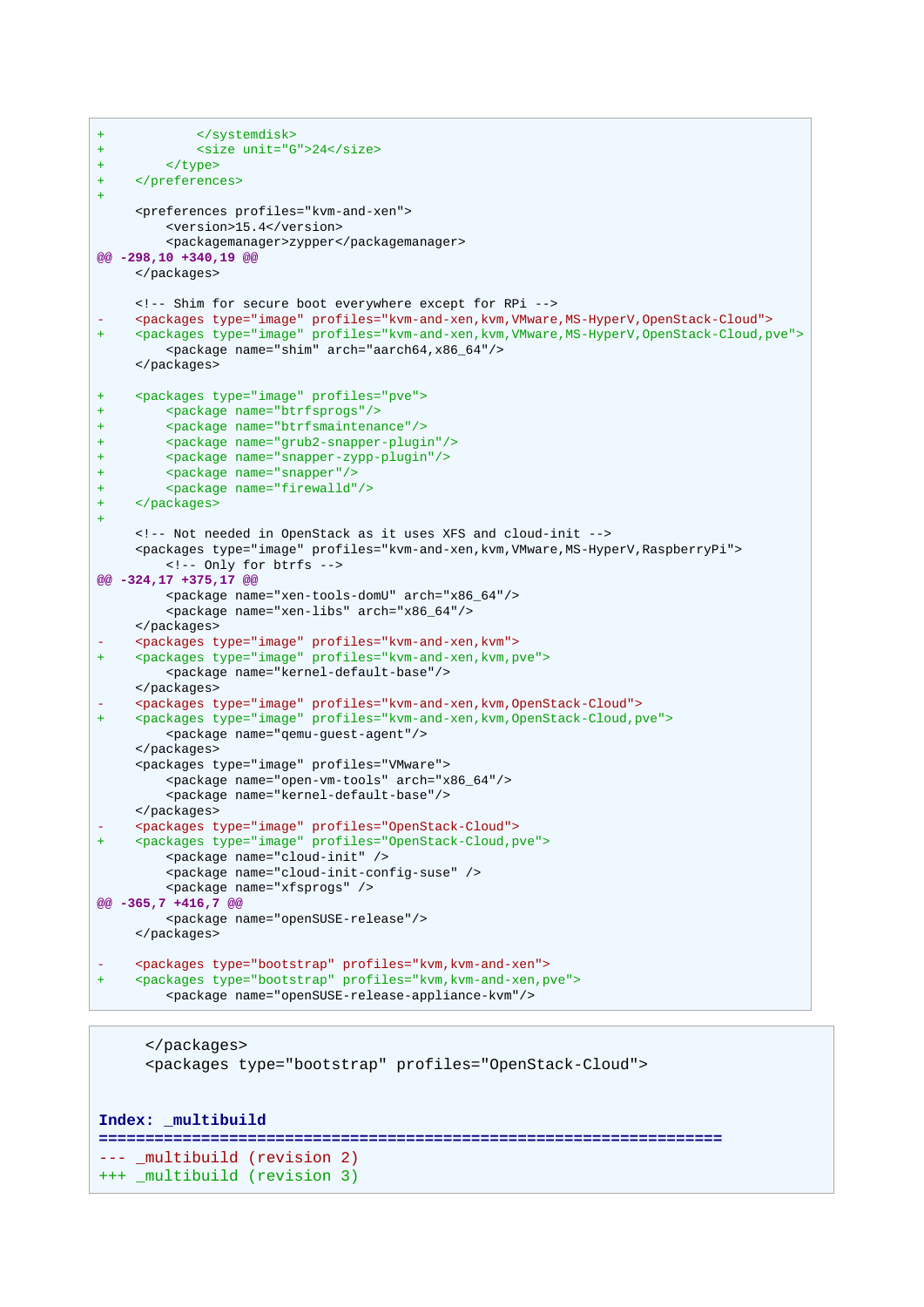```
+           </systemdisk>
+           <size unit="G">24</size>
+       </type>
+   </preferences>
+
    <preferences profiles="kvm-and-xen">
        <version>15.4</version>
        <packagemanager>zypper</packagemanager>
@@ -298,10 +340,19 @@
    </packages>

    <!-- Shim for secure boot everywhere except for RPi -->
-   <packages type="image" profiles="kvm-and-xen,kvm,VMware,MS-HyperV,OpenStack-Cloud">
+   <packages type="image" profiles="kvm-and-xen,kvm,VMware,MS-HyperV,OpenStack-Cloud,pve">
        <package name="shim" arch="aarch64,x86_64"/>
    </packages>

+   <packages type="image" profiles="pve">
+       <package name="btrfsprogs"/>
+       <package name="btrfsmaintenance"/>
+       <package name="grub2-snapper-plugin"/>
+       <package name="snapper-zypp-plugin"/>
+       <package name="snapper"/>
+       <package name="firewalld"/>
+   </packages>
+
    <!-- Not needed in OpenStack as it uses XFS and cloud-init -->
    <packages type="image" profiles="kvm-and-xen,kvm,VMware,MS-HyperV,RaspberryPi">
        <!-- Only for btrfs -->
@@ -324,17 +375,17 @@
        <package name="xen-tools-domU" arch="x86_64"/>
        <package name="xen-libs" arch="x86_64"/>
    </packages>
-   <packages type="image" profiles="kvm-and-xen,kvm">
+   <packages type="image" profiles="kvm-and-xen,kvm,pve">
        <package name="kernel-default-base"/>
    </packages>
-   <packages type="image" profiles="kvm-and-xen,kvm,OpenStack-Cloud">
+   <packages type="image" profiles="kvm-and-xen,kvm,OpenStack-Cloud,pve">
        <package name="qemu-guest-agent"/>
    </packages>
    <packages type="image" profiles="VMware">
        <package name="open-vm-tools" arch="x86_64"/>
        <package name="kernel-default-base"/>
    </packages>
-   <packages type="image" profiles="OpenStack-Cloud">
+   <packages type="image" profiles="OpenStack-Cloud,pve">
        <package name="cloud-init" />
        <package name="cloud-init-config-suse" />
        <package name="xfsprogs" />
@@ -365,7 +416,7 @@
        <package name="openSUSE-release"/>
    </packages>

-   <packages type="bootstrap" profiles="kvm,kvm-and-xen">
+   <packages type="bootstrap" profiles="kvm,kvm-and-xen,pve">
        <package name="openSUSE-release-appliance-kvm"/>
```

```
    </packages>
    <packages type="bootstrap" profiles="OpenStack-Cloud">


Index: _multibuild
===================================================================
--- _multibuild (revision 2)
+++ _multibuild (revision 3)
```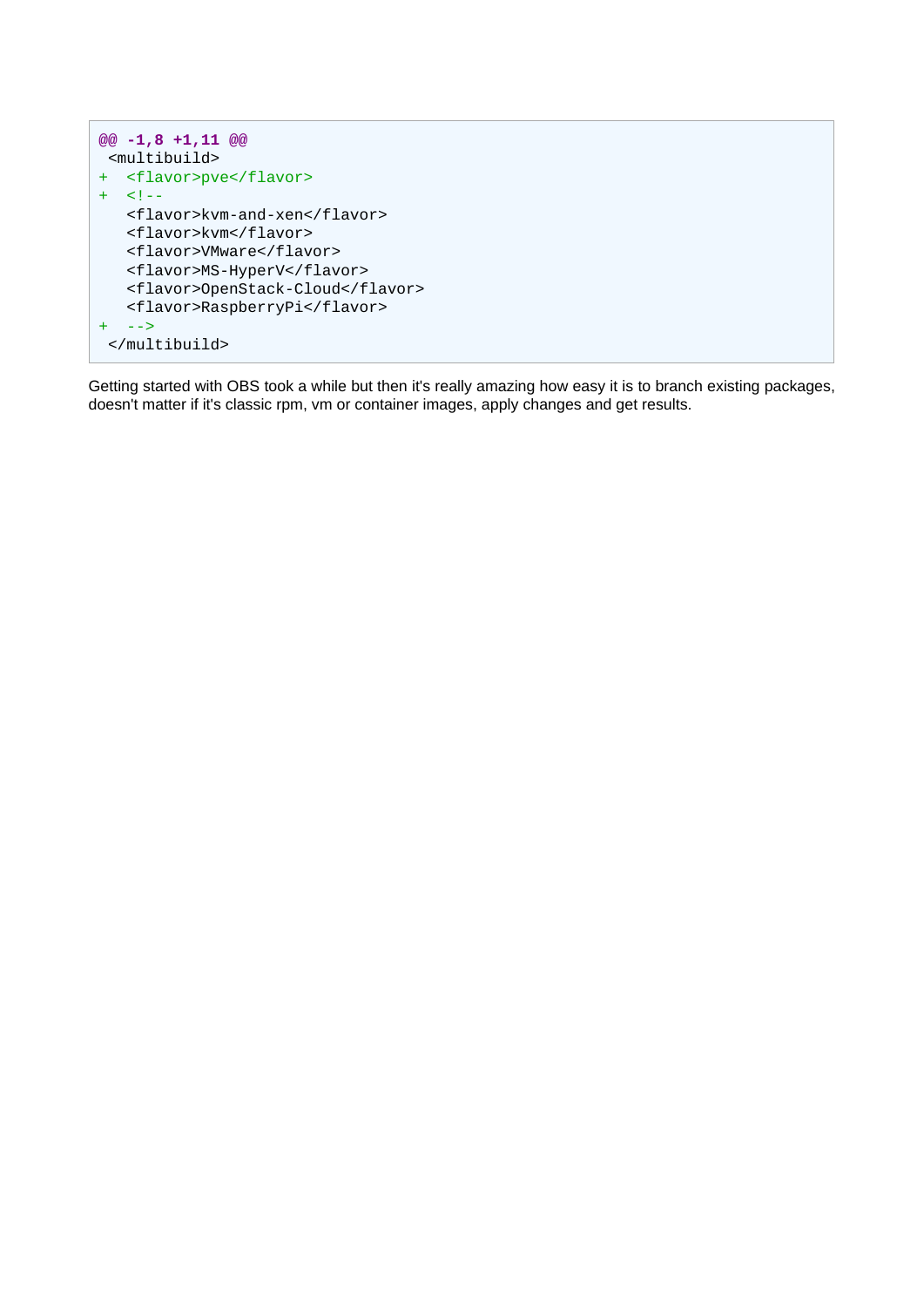```diff
@@ -1,8 +1,11 @@
 <multibuild>
+  <flavor>pve</flavor>
+  <!--
   <flavor>kvm-and-xen</flavor>
   <flavor>kvm</flavor>
   <flavor>VMware</flavor>
   <flavor>MS-HyperV</flavor>
   <flavor>OpenStack-Cloud</flavor>
   <flavor>RaspberryPi</flavor>
+  -->
 </multibuild>
```

Getting started with OBS took a while but then it's really amazing how easy it is to branch existing packages, doesn't matter if it's classic rpm, vm or container images, apply changes and get results.